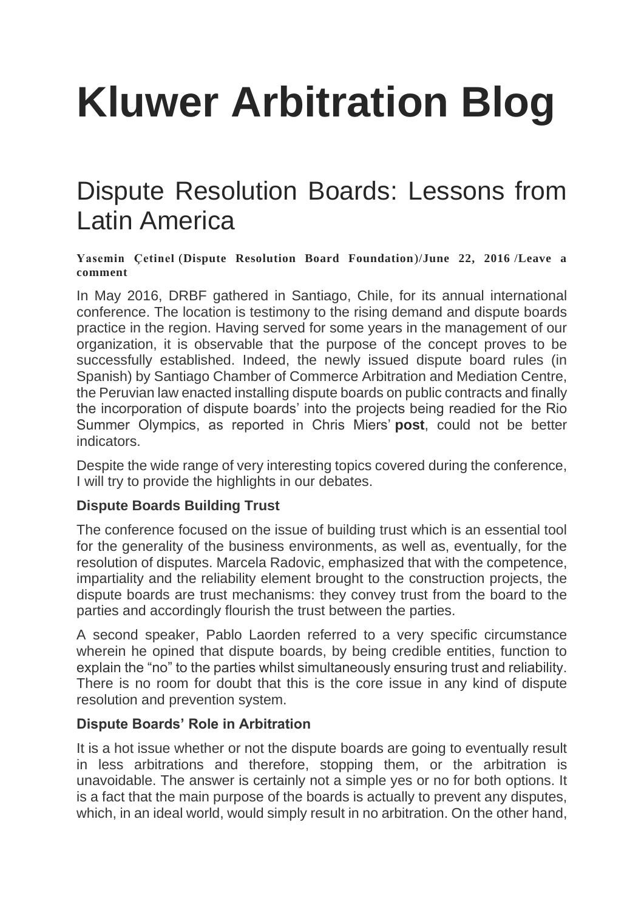# Kluwer Arbitration Blog

## Dispute Resolution Boards: Lessons from Latin America

**Yasemin Çetinel (Dispute Resolution Board Foundation)/June 22, 2016 /Leave a comment**

In May 2016, DRBF gathered in Santiago, Chile, for its annual international conference. The location is testimony to the rising demand and dispute boards practice in the region. Having served for some years in the management of our organization, it is observable that the purpose of the concept proves to be successfully established. Indeed, the newly issued dispute board rules (in Spanish) by Santiago Chamber of Commerce Arbitration and Mediation Centre, the Peruvian law enacted installing dispute boards on public contracts and finally the incorporation of dispute boards' into the projects being readied for the Rio Summer Olympics, as reported in Chris Miers' **post**, could not be better indicators.

Despite the wide range of very interesting topics covered during the conference, I will try to provide the highlights in our debates.

### Dispute Boards Building Trust

The conference focused on the issue of building trust which is an essential tool for the generality of the business environments, as well as, eventually, for the resolution of disputes. Marcela Radovic, emphasized that with the competence, impartiality and the reliability element brought to the construction projects, the dispute boards are trust mechanisms: they convey trust from the board to the parties and accordingly flourish the trust between the parties.

A second speaker, Pablo Laorden referred to a very specific circumstance wherein he opined that dispute boards, by being credible entities, function to explain the "no" to the parties whilst simultaneously ensuring trust and reliability. There is no room for doubt that this is the core issue in any kind of dispute resolution and prevention system.

### Dispute Boards' Role in Arbitration

It is a hot issue whether or not the dispute boards are going to eventually result in less arbitrations and therefore, stopping them, or the arbitration is unavoidable. The answer is certainly not a simple yes or no for both options. It is a fact that the main purpose of the boards is actually to prevent any disputes, which, in an ideal world, would simply result in no arbitration. On the other hand,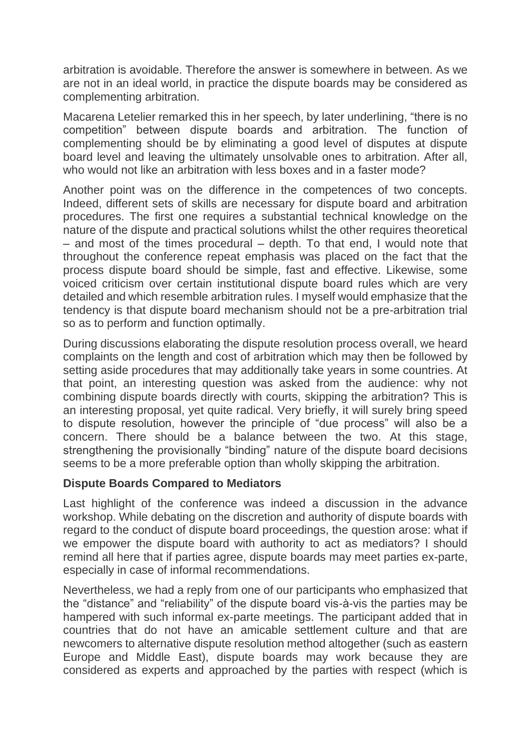arbitration is avoidable. Therefore the answer is somewhere in between. As we are not in an ideal world, in practice the dispute boards may be considered as complementing arbitration.

Macarena Letelier remarked this in her speech, by later underlining, "there is no competition" between dispute boards and arbitration. The function of complementing should be by eliminating a good level of disputes at dispute board level and leaving the ultimately unsolvable ones to arbitration. After all, who would not like an arbitration with less boxes and in a faster mode?

Another point was on the difference in the competences of two concepts. Indeed, different sets of skills are necessary for dispute board and arbitration procedures. The first one requires a substantial technical knowledge on the nature of the dispute and practical solutions whilst the other requires theoretical – and most of the times procedural – depth. To that end, I would note that throughout the conference repeat emphasis was placed on the fact that the process dispute board should be simple, fast and effective. Likewise, some voiced criticism over certain institutional dispute board rules which are very detailed and which resemble arbitration rules. I myself would emphasize that the tendency is that dispute board mechanism should not be a pre-arbitration trial so as to perform and function optimally.

During discussions elaborating the dispute resolution process overall, we heard complaints on the length and cost of arbitration which may then be followed by setting aside procedures that may additionally take years in some countries. At that point, an interesting question was asked from the audience: why not combining dispute boards directly with courts, skipping the arbitration? This is an interesting proposal, yet quite radical. Very briefly, it will surely bring speed to dispute resolution, however the principle of "due process" will also be a concern. There should be a balance between the two. At this stage, strengthening the provisionally "binding" nature of the dispute board decisions seems to be a more preferable option than wholly skipping the arbitration.

**Dispute Boards Compared to Mediators**

Last highlight of the conference was indeed a discussion in the advance workshop. While debating on the discretion and authority of dispute boards with regard to the conduct of dispute board proceedings, the question arose: what if we empower the dispute board with authority to act as mediators? I should remind all here that if parties agree, dispute boards may meet parties ex-parte, especially in case of informal recommendations.

Nevertheless, we had a reply from one of our participants who emphasized that the "distance" and "reliability" of the dispute board vis-à-vis the parties may be hampered with such informal ex-parte meetings. The participant added that in countries that do not have an amicable settlement culture and that are newcomers to alternative dispute resolution method altogether (such as eastern Europe and Middle East), dispute boards may work because they are considered as experts and approached by the parties with respect (which is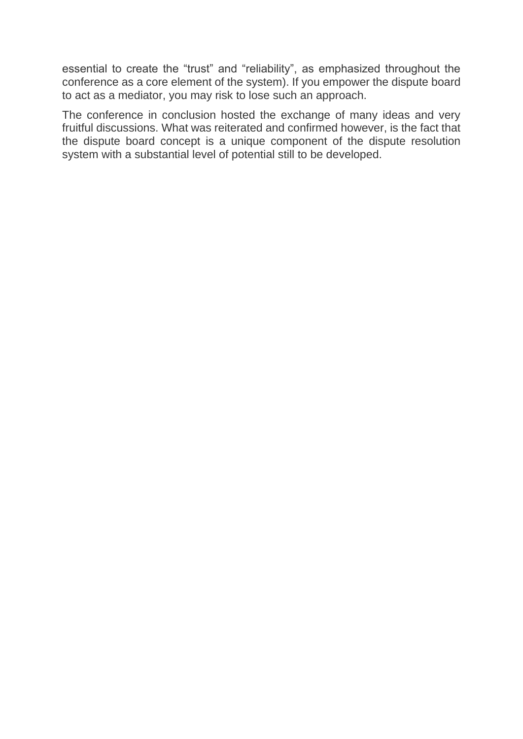essential to create the “trust” and “reliability”, as emphasized throughout the conference as a core element of the system). If you empower the dispute board to act as a mediator, you may risk to lose such an approach.

The conference in conclusion hosted the exchange of many ideas and very fruitful discussions. What was reiterated and confirmed however, is the fact that the dispute board concept is a unique component of the dispute resolution system with a substantial level of potential still to be developed.